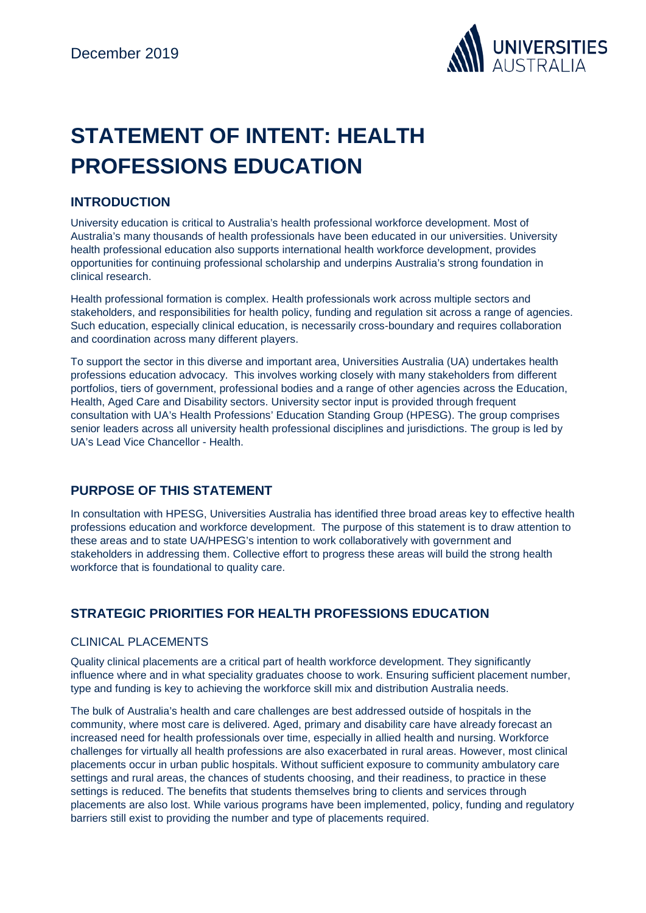December 2019

# STATEMENT OF INTENT: HEALTH PROFESSIONS EDUCATION

## INTRODUCTION

University education is critical to Australia's health professional workforce development. Most of Australia's many thousands of health professionals have been educated in our universities. University health professional education also supports international health workforce development, provides opportunities for continuing professional scholarship and underpins Australia's strong foundation in clinical research.

Health professional formation is complex. Health professionals work across multiple sectors and stakeholders, and responsibilities for health policy, funding and regulation sit across a range of agencies. Such education, especially clinical education, is necessarily cross-boundary and requires collaboration and coordination across many different players.

To support the sector in this diverse and important area, Universities Australia (UA) undertakes health professions education advocacy. This involves working closely with many stakeholders from different portfolios, tiers of government, professional bodies and a range of other agencies across the Education, Health, Aged Care and Disability sectors. University sector input is provided through frequent consultation with UA's Health Professions' Education Standing Group (HPESG). The group comprises senior leaders across all university health professional disciplines and jurisdictions. The group is led by UA's Lead Vice Chancellor - Health.

## PURPOSE OF THIS STATEMENT

In consultation with HPESG, Universities Australia has identified three broad areas key to effective health professions education and workforce development. The purpose of this statement is to draw attention to these areas and to state UA/HPESG's intention to work collaboratively with government and stakeholders in addressing them. Collective effort to progress these areas will build the strong health workforce that is foundational to quality care.

## STRATEGIC PRIORITIES FOR HEALTH PROFESSIONS EDUCATION

### CLINICAL PLACEMENTS

Quality clinical placements are a critical part of health workforce development. They significantly influence where and in what speciality graduates choose to work. Ensuring sufficient placement number, type and funding is key to achieving the workforce skill mix and distribution Australia needs.

The bulk of Australia's health and care challenges are best addressed outside of hospitals in the community, where most care is delivered. Aged, primary and disability care have already forecast an increased need for health professionals over time, especially in allied health and nursing. Workforce challenges for virtually all health professions are also exacerbated in rural areas. However, most clinical placements occur in urban public hospitals. Without sufficient exposure to community ambulatory care settings and rural areas, the chances of students choosing, and their readiness, to practice in these settings is reduced. The benefits that students themselves bring to clients and services through placements are also lost. While various programs have been implemented, policy, funding and regulatory barriers still exist to providing the number and type of placements required.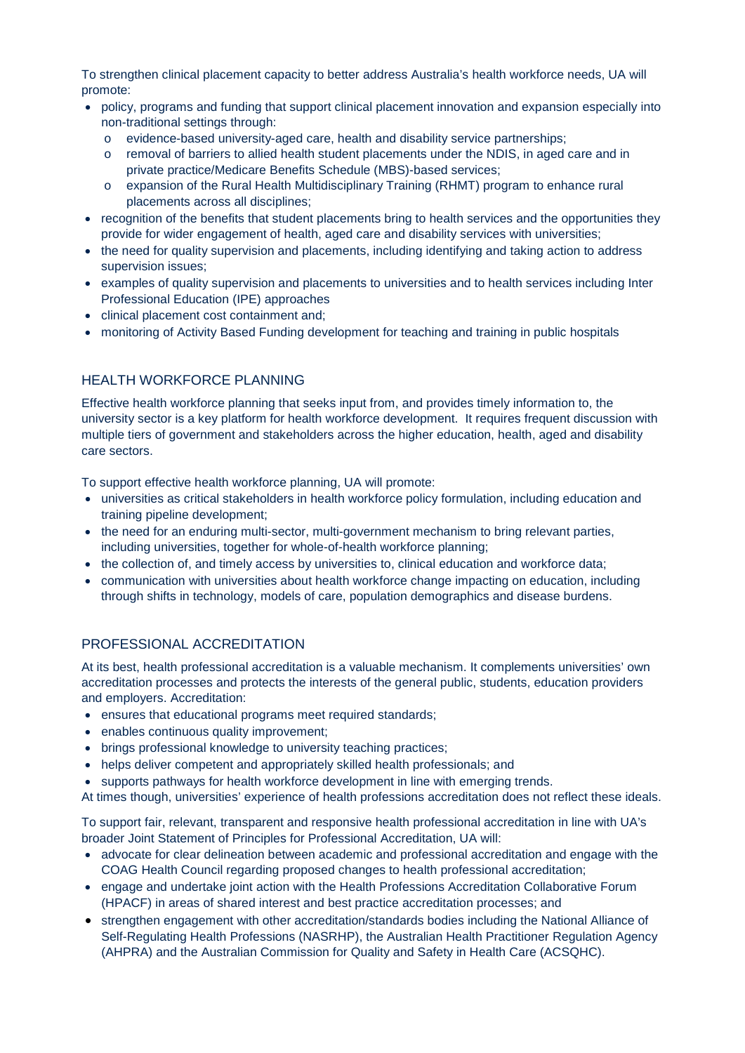To strengthen clinical placement capacity to better address Australia's health workforce needs, UA will promote:

- policy, programs and funding that support clinical placement innovation and expansion especially into non-traditional settings through:
  - evidence-based university-aged care, health and disability service partnerships;
  - removal of barriers to allied health student placements under the NDIS, in aged care and in private practice/Medicare Benefits Schedule (MBS)-based services;
  - expansion of the Rural Health Multidisciplinary Training (RHMT) program to enhance rural placements across all disciplines;
- recognition of the benefits that student placements bring to health services and the opportunities they provide for wider engagement of health, aged care and disability services with universities;
- the need for quality supervision and placements, including identifying and taking action to address supervision issues;
- examples of quality supervision and placements to universities and to health services including Inter Professional Education (IPE) approaches
- clinical placement cost containment and;
- monitoring of Activity Based Funding development for teaching and training in public hospitals

## HEALTH WORKFORCE PLANNING

Effective health workforce planning that seeks input from, and provides timely information to, the university sector is a key platform for health workforce development. It requires frequent discussion with multiple tiers of government and stakeholders across the higher education, health, aged and disability care sectors.

To support effective health workforce planning, UA will promote:

- universities as critical stakeholders in health workforce policy formulation, including education and training pipeline development;
- the need for an enduring multi-sector, multi-government mechanism to bring relevant parties, including universities, together for whole-of-health workforce planning;
- the collection of, and timely access by universities to, clinical education and workforce data;
- communication with universities about health workforce change impacting on education, including through shifts in technology, models of care, population demographics and disease burdens.

## PROFESSIONAL ACCREDITATION

At its best, health professional accreditation is a valuable mechanism. It complements universities' own accreditation processes and protects the interests of the general public, students, education providers and employers. Accreditation:

- ensures that educational programs meet required standards;
- enables continuous quality improvement;
- brings professional knowledge to university teaching practices;
- helps deliver competent and appropriately skilled health professionals; and
- supports pathways for health workforce development in line with emerging trends.

At times though, universities' experience of health professions accreditation does not reflect these ideals.

To support fair, relevant, transparent and responsive health professional accreditation in line with UA's broader Joint Statement of Principles for Professional Accreditation, UA will:

- advocate for clear delineation between academic and professional accreditation and engage with the COAG Health Council regarding proposed changes to health professional accreditation;
- engage and undertake joint action with the Health Professions Accreditation Collaborative Forum (HPACF) in areas of shared interest and best practice accreditation processes; and
- strengthen engagement with other accreditation/standards bodies including the National Alliance of Self-Regulating Health Professions (NASRHP), the Australian Health Practitioner Regulation Agency (AHPRA) and the Australian Commission for Quality and Safety in Health Care (ACSQHC).